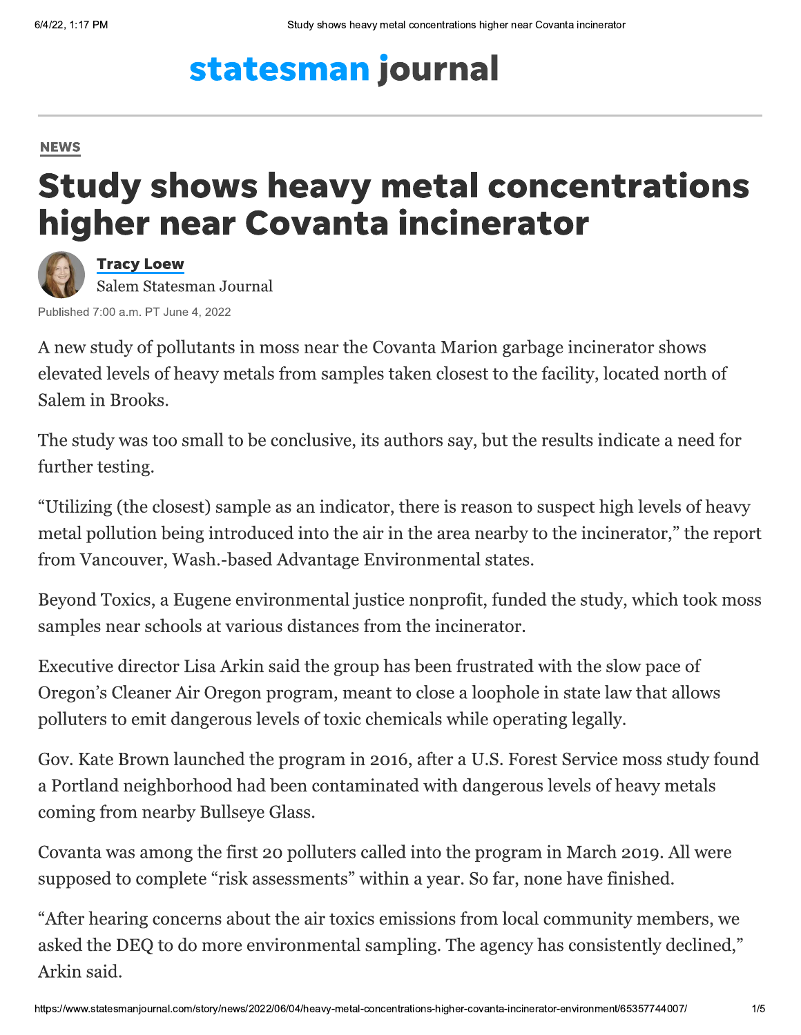statesman journal

NEWS

# Study shows heavy metal concentrations higher near Covanta incinerator

**Tracy Loew**
Salem Statesman Journal

Published 7:00 a.m. PT June 4, 2022

A new study of pollutants in moss near the Covanta Marion garbage incinerator shows elevated levels of heavy metals from samples taken closest to the facility, located north of Salem in Brooks.

The study was too small to be conclusive, its authors say, but the results indicate a need for further testing.

"Utilizing (the closest) sample as an indicator, there is reason to suspect high levels of heavy metal pollution being introduced into the air in the area nearby to the incinerator," the report from Vancouver, Wash.-based Advantage Environmental states.

Beyond Toxics, a Eugene environmental justice nonprofit, funded the study, which took moss samples near schools at various distances from the incinerator.

Executive director Lisa Arkin said the group has been frustrated with the slow pace of Oregon's Cleaner Air Oregon program, meant to close a loophole in state law that allows polluters to emit dangerous levels of toxic chemicals while operating legally.

Gov. Kate Brown launched the program in 2016, after a U.S. Forest Service moss study found a Portland neighborhood had been contaminated with dangerous levels of heavy metals coming from nearby Bullseye Glass.

Covanta was among the first 20 polluters called into the program in March 2019. All were supposed to complete "risk assessments" within a year. So far, none have finished.

"After hearing concerns about the air toxics emissions from local community members, we asked the DEQ to do more environmental sampling. The agency has consistently declined," Arkin said.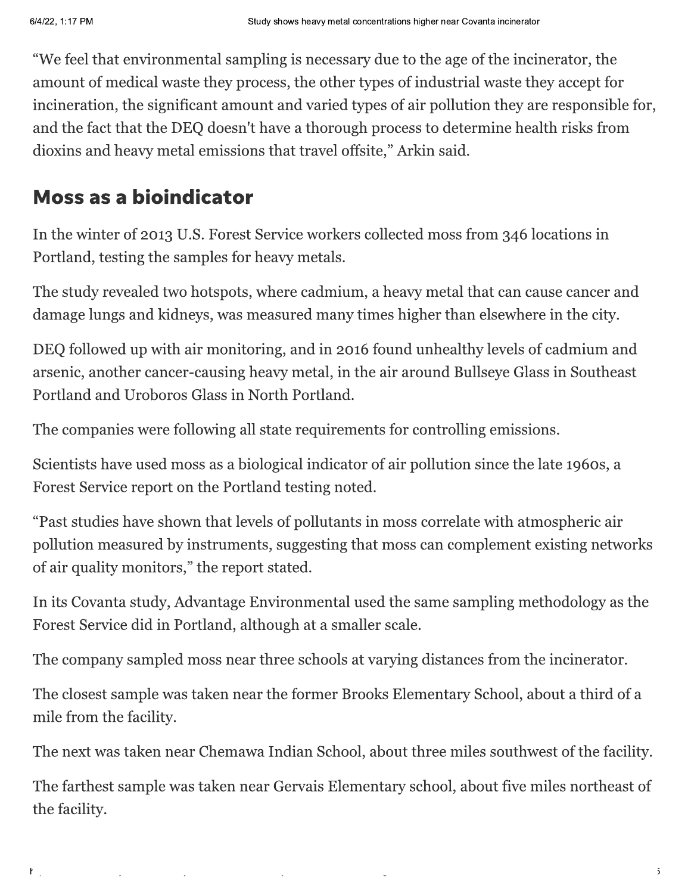"We feel that environmental sampling is necessary due to the age of the incinerator, the amount of medical waste they process, the other types of industrial waste they accept for incineration, the significant amount and varied types of air pollution they are responsible for, and the fact that the DEQ doesn't have a thorough process to determine health risks from dioxins and heavy metal emissions that travel offsite," Arkin said.

## Moss as a bioindicator

In the winter of 2013 U.S. Forest Service workers collected moss from 346 locations in Portland, testing the samples for heavy metals.

The study revealed two hotspots, where cadmium, a heavy metal that can cause cancer and damage lungs and kidneys, was measured many times higher than elsewhere in the city.

DEQ followed up with air monitoring, and in 2016 found unhealthy levels of cadmium and arsenic, another cancer-causing heavy metal, in the air around Bullseye Glass in Southeast Portland and Uroboros Glass in North Portland.

The companies were following all state requirements for controlling emissions.

Scientists have used moss as a biological indicator of air pollution since the late 1960s, a Forest Service report on the Portland testing noted.

"Past studies have shown that levels of pollutants in moss correlate with atmospheric air pollution measured by instruments, suggesting that moss can complement existing networks of air quality monitors," the report stated.

In its Covanta study, Advantage Environmental used the same sampling methodology as the Forest Service did in Portland, although at a smaller scale.

The company sampled moss near three schools at varying distances from the incinerator.

The closest sample was taken near the former Brooks Elementary School, about a third of a mile from the facility.

The next was taken near Chemawa Indian School, about three miles southwest of the facility.

The farthest sample was taken near Gervais Elementary school, about five miles northeast of the facility.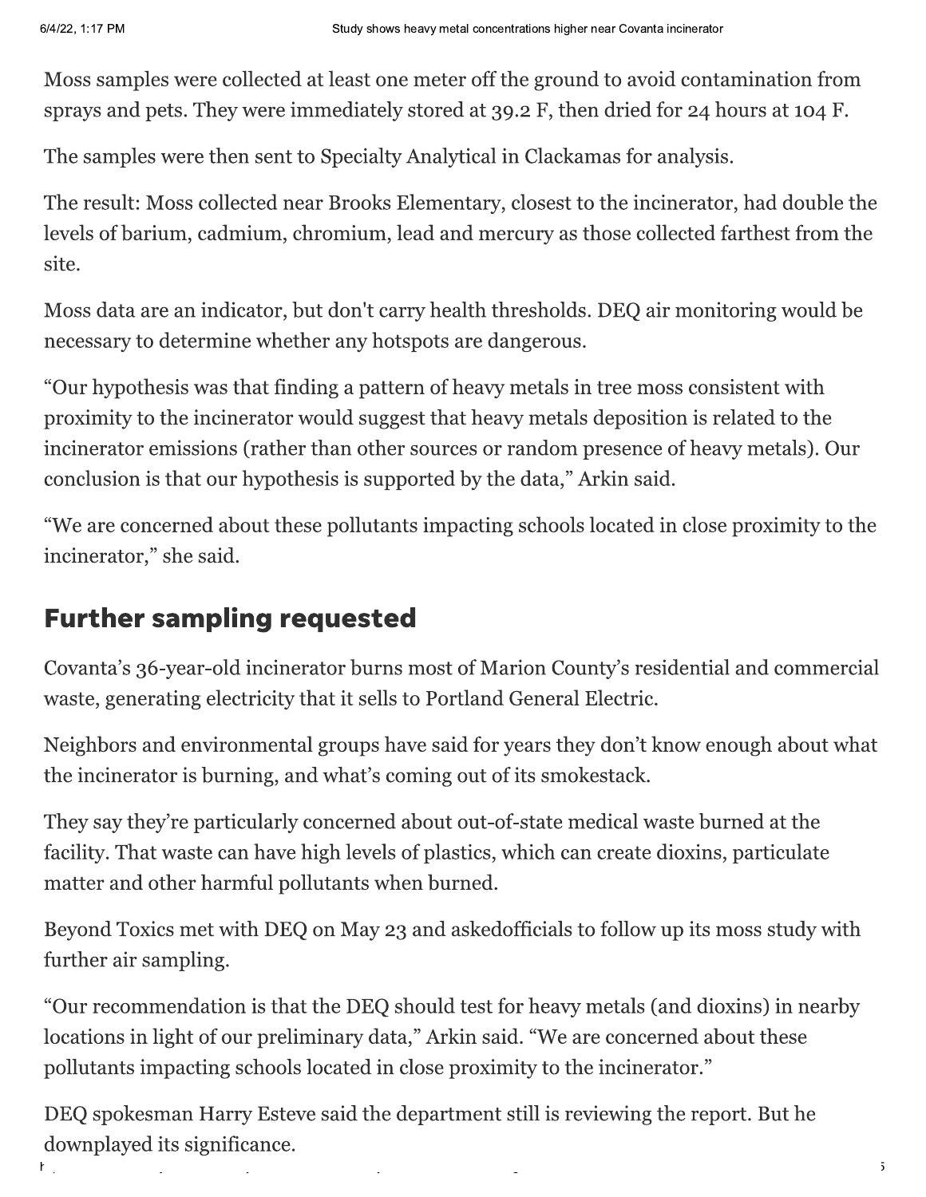Moss samples were collected at least one meter off the ground to avoid contamination from sprays and pets. They were immediately stored at 39.2 F, then dried for 24 hours at 104 F.

The samples were then sent to Specialty Analytical in Clackamas for analysis.

The result: Moss collected near Brooks Elementary, closest to the incinerator, had double the levels of barium, cadmium, chromium, lead and mercury as those collected farthest from the site.

Moss data are an indicator, but don't carry health thresholds. DEQ air monitoring would be necessary to determine whether any hotspots are dangerous.

"Our hypothesis was that finding a pattern of heavy metals in tree moss consistent with proximity to the incinerator would suggest that heavy metals deposition is related to the incinerator emissions (rather than other sources or random presence of heavy metals). Our conclusion is that our hypothesis is supported by the data," Arkin said.

"We are concerned about these pollutants impacting schools located in close proximity to the incinerator," she said.

## Further sampling requested

Covanta's 36-year-old incinerator burns most of Marion County's residential and commercial waste, generating electricity that it sells to Portland General Electric.

Neighbors and environmental groups have said for years they don't know enough about what the incinerator is burning, and what's coming out of its smokestack.

They say they're particularly concerned about out-of-state medical waste burned at the facility. That waste can have high levels of plastics, which can create dioxins, particulate matter and other harmful pollutants when burned.

Beyond Toxics met with DEQ on May 23 and askedofficials to follow up its moss study with further air sampling.

"Our recommendation is that the DEQ should test for heavy metals (and dioxins) in nearby locations in light of our preliminary data," Arkin said. "We are concerned about these pollutants impacting schools located in close proximity to the incinerator."

DEQ spokesman Harry Esteve said the department still is reviewing the report. But he downplayed its significance.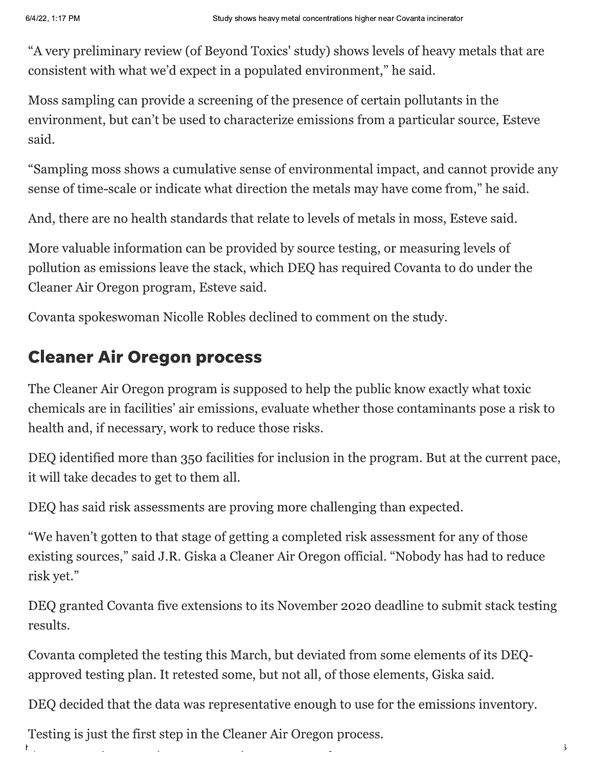"A very preliminary review (of Beyond Toxics' study) shows levels of heavy metals that are consistent with what we'd expect in a populated environment," he said.

Moss sampling can provide a screening of the presence of certain pollutants in the environment, but can't be used to characterize emissions from a particular source, Esteve said.

"Sampling moss shows a cumulative sense of environmental impact, and cannot provide any sense of time-scale or indicate what direction the metals may have come from," he said.

And, there are no health standards that relate to levels of metals in moss, Esteve said.

More valuable information can be provided by source testing, or measuring levels of pollution as emissions leave the stack, which DEQ has required Covanta to do under the Cleaner Air Oregon program, Esteve said.

Covanta spokeswoman Nicolle Robles declined to comment on the study.

## Cleaner Air Oregon process

The Cleaner Air Oregon program is supposed to help the public know exactly what toxic chemicals are in facilities' air emissions, evaluate whether those contaminants pose a risk to health and, if necessary, work to reduce those risks.

DEQ identified more than 350 facilities for inclusion in the program. But at the current pace, it will take decades to get to them all.

DEQ has said risk assessments are proving more challenging than expected.

"We haven't gotten to that stage of getting a completed risk assessment for any of those existing sources," said J.R. Giska a Cleaner Air Oregon official. "Nobody has had to reduce risk yet."

DEQ granted Covanta five extensions to its November 2020 deadline to submit stack testing results.

Covanta completed the testing this March, but deviated from some elements of its DEQ-approved testing plan. It retested some, but not all, of those elements, Giska said.

DEQ decided that the data was representative enough to use for the emissions inventory.

Testing is just the first step in the Cleaner Air Oregon process.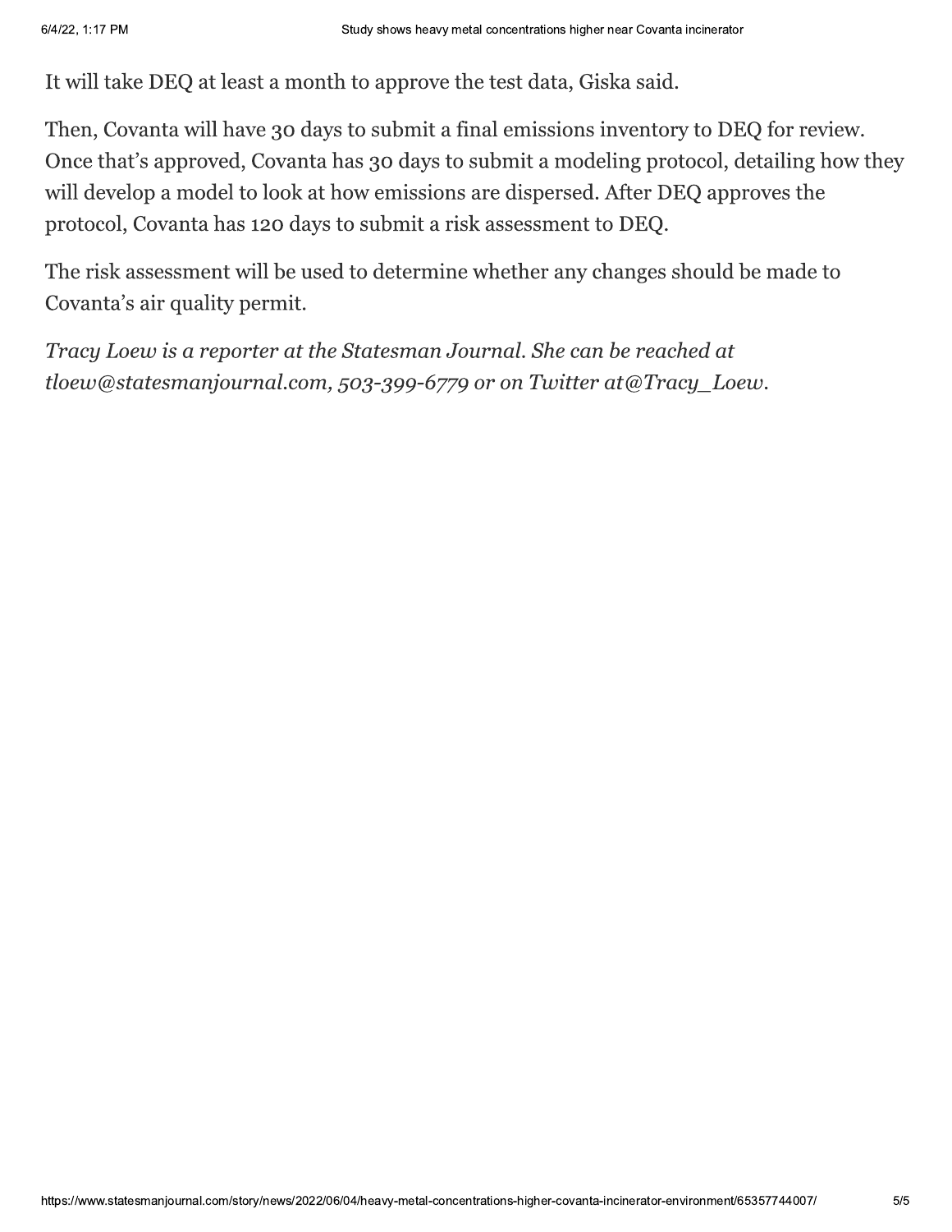It will take DEQ at least a month to approve the test data, Giska said.

Then, Covanta will have 30 days to submit a final emissions inventory to DEQ for review. Once that's approved, Covanta has 30 days to submit a modeling protocol, detailing how they will develop a model to look at how emissions are dispersed. After DEQ approves the protocol, Covanta has 120 days to submit a risk assessment to DEQ.

The risk assessment will be used to determine whether any changes should be made to Covanta's air quality permit.

*Tracy Loew is a reporter at the Statesman Journal. She can be reached at tloew@statesmanjournal.com, 503-399-6779 or on Twitter at@Tracy_Loew.*